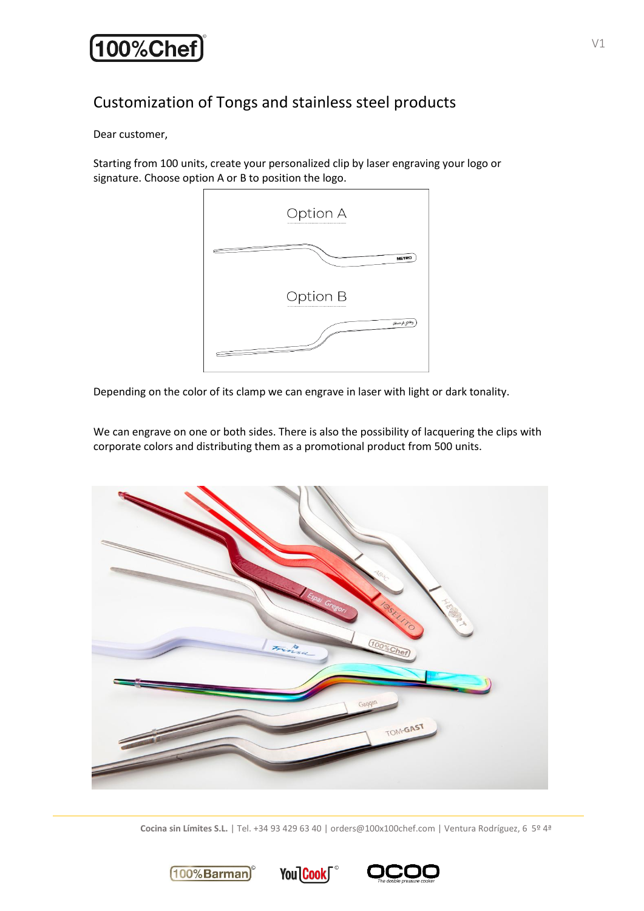# Customization of Tongs and stainless steel products

Dear customer,

Starting from 100 units, create your personalized clip by laser engraving your logo or signature. Choose option A or B to position the logo.

Option A

Option B

Depending on the color of its clamp we can engrave in laser with light or dark tonality.

We can engrave on one or both sides. There is also the possibility of lacquering the clips with corporate colors and distributing them as a promotional product from 500 units.

**Cocina sin Límites S.L.** | Tel. +34 93 429 63 40 | orders@100x100chef.com | Ventura Rodríguez, 6 5º 4ª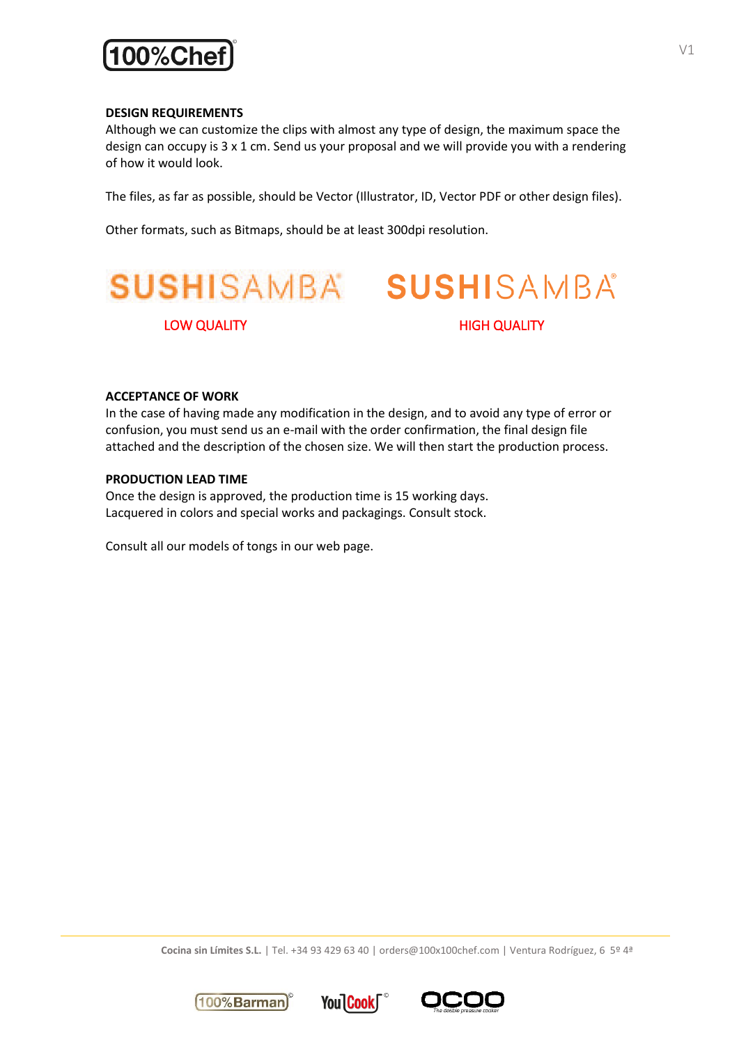**DESIGN REQUIREMENTS**
Although we can customize the clips with almost any type of design, the maximum space the design can occupy is 3 x 1 cm. Send us your proposal and we will provide you with a rendering of how it would look.

The files, as far as possible, should be Vector (Illustrator, ID, Vector PDF or other design files).

Other formats, such as Bitmaps, should be at least 300dpi resolution.

SUSHISAMBA SUSHISAMBA

LOW QUALITY HIGH QUALITY

**ACCEPTANCE OF WORK**
In the case of having made any modification in the design, and to avoid any type of error or confusion, you must send us an e-mail with the order confirmation, the final design file attached and the description of the chosen size. We will then start the production process.

**PRODUCTION LEAD TIME**
Once the design is approved, the production time is 15 working days.
Lacquered in colors and special works and packagings. Consult stock.

Consult all our models of tongs in our web page.

**Cocina sin Límites S.L.** | Tel. +34 93 429 63 40 | orders@100x100chef.com | Ventura Rodríguez, 6 5º 4ª